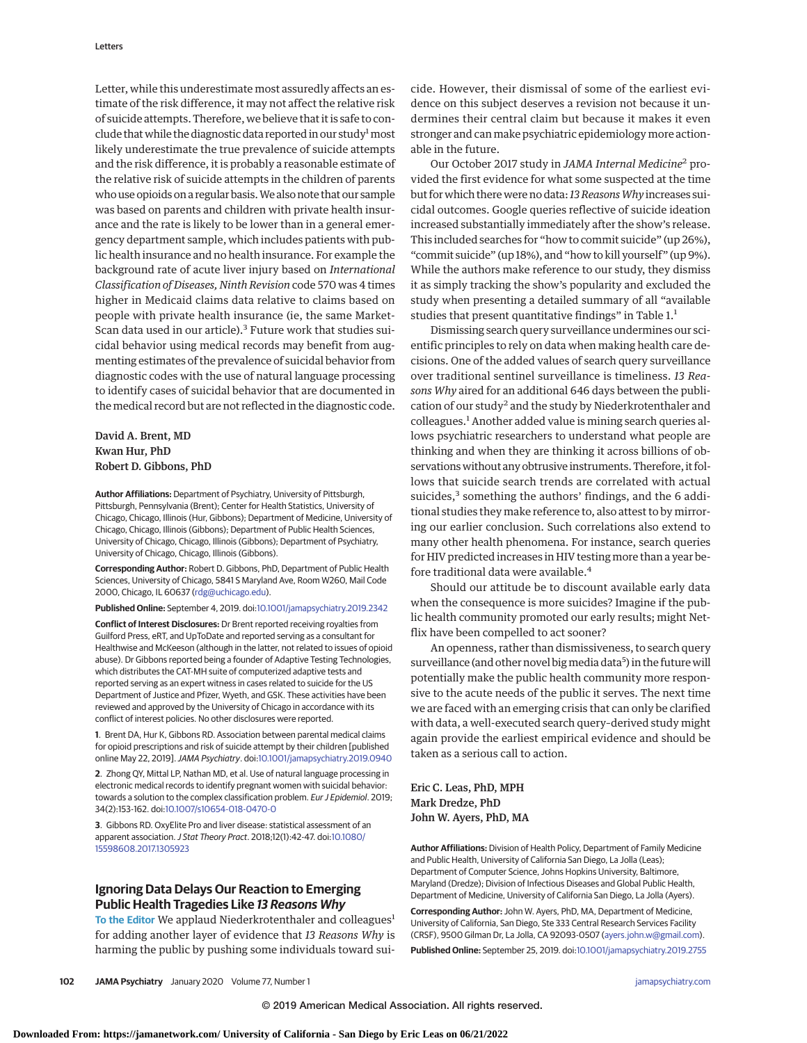Letter, while this underestimate most assuredly affects an estimate of the risk difference, it may not affect the relative risk of suicide attempts. Therefore, we believe that it is safe to conclude that while the diagnostic data reported in our study[1] most likely underestimate the true prevalence of suicide attempts and the risk difference, it is probably a reasonable estimate of the relative risk of suicide attempts in the children of parents who use opioids on a regular basis. We also note that our sample was based on parents and children with private health insurance and the rate is likely to be lower than in a general emergency department sample, which includes patients with public health insurance and no health insurance. For example the background rate of acute liver injury based on *International Classification of Diseases, Ninth Revision* code 570 was 4 times higher in Medicaid claims data relative to claims based on people with private health insurance (ie, the same MarketScan data used in our article).[3] Future work that studies suicidal behavior using medical records may benefit from augmenting estimates of the prevalence of suicidal behavior from diagnostic codes with the use of natural language processing to identify cases of suicidal behavior that are documented in the medical record but are not reflected in the diagnostic code.

**David A. Brent, MD**
**Kwan Hur, PhD**
**Robert D. Gibbons, PhD**

**Author Affiliations:** Department of Psychiatry, University of Pittsburgh, Pittsburgh, Pennsylvania (Brent); Center for Health Statistics, University of Chicago, Chicago, Illinois (Hur, Gibbons); Department of Medicine, University of Chicago, Chicago, Illinois (Gibbons); Department of Public Health Sciences, University of Chicago, Chicago, Illinois (Gibbons); Department of Psychiatry, University of Chicago, Chicago, Illinois (Gibbons).

**Corresponding Author:** Robert D. Gibbons, PhD, Department of Public Health Sciences, University of Chicago, 5841 S Maryland Ave, Room W260, Mail Code 2000, Chicago, IL 60637 (rdg@uchicago.edu).

**Published Online:** September 4, 2019. doi:10.1001/jamapsychiatry.2019.2342

**Conflict of Interest Disclosures:** Dr Brent reported receiving royalties from Guilford Press, eRT, and UpToDate and reported serving as a consultant for Healthwise and McKeeson (although in the latter, not related to issues of opioid abuse). Dr Gibbons reported being a founder of Adaptive Testing Technologies, which distributes the CAT-MH suite of computerized adaptive tests and reported serving as an expert witness in cases related to suicide for the US Department of Justice and Pfizer, Wyeth, and GSK. These activities have been reviewed and approved by the University of Chicago in accordance with its conflict of interest policies. No other disclosures were reported.

1. Brent DA, Hur K, Gibbons RD. Association between parental medical claims for opioid prescriptions and risk of suicide attempt by their children [published online May 22, 2019]. *JAMA Psychiatry*. doi:10.1001/jamapsychiatry.2019.0940

2. Zhong QY, Mittal LP, Nathan MD, et al. Use of natural language processing in electronic medical records to identify pregnant women with suicidal behavior: towards a solution to the complex classification problem. *Eur J Epidemiol*. 2019;34(2):153-162. doi:10.1007/s10654-018-0470-0

3. Gibbons RD. OxyElite Pro and liver disease: statistical assessment of an apparent association. *J Stat Theory Pract*. 2018;12(1):42-47. doi:10.1080/15598608.2017.1305923

## Ignoring Data Delays Our Reaction to Emerging Public Health Tragedies Like *13 Reasons Why*

**To the Editor** We applaud Niederkrotenthaler and colleagues[1] for adding another layer of evidence that *13 Reasons Why* is harming the public by pushing some individuals toward suicide. However, their dismissal of some of the earliest evidence on this subject deserves a revision not because it undermines their central claim but because it makes it even stronger and can make psychiatric epidemiology more actionable in the future.

Our October 2017 study in *JAMA Internal Medicine*[2] provided the first evidence for what some suspected at the time but for which there were no data: *13 Reasons Why* increases suicidal outcomes. Google queries reflective of suicide ideation increased substantially immediately after the show's release. This included searches for "how to commit suicide" (up 26%), "commit suicide" (up 18%), and "how to kill yourself" (up 9%). While the authors make reference to our study, they dismiss it as simply tracking the show's popularity and excluded the study when presenting a detailed summary of all "available studies that present quantitative findings" in Table 1.[1]

Dismissing search query surveillance undermines our scientific principles to rely on data when making health care decisions. One of the added values of search query surveillance over traditional sentinel surveillance is timeliness. *13 Reasons Why* aired for an additional 646 days between the publication of our study[2] and the study by Niederkrotenthaler and colleagues.[1] Another added value is mining search queries allows psychiatric researchers to understand what people are thinking and when they are thinking it across billions of observations without any obtrusive instruments. Therefore, it follows that suicide search trends are correlated with actual suicides,[3] something the authors' findings, and the 6 additional studies they make reference to, also attest to by mirroring our earlier conclusion. Such correlations also extend to many other health phenomena. For instance, search queries for HIV predicted increases in HIV testing more than a year before traditional data were available.[4]

Should our attitude be to discount available early data when the consequence is more suicides? Imagine if the public health community promoted our early results; might Netflix have been compelled to act sooner?

An openness, rather than dismissiveness, to search query surveillance (and other novel big media data[5]) in the future will potentially make the public health community more responsive to the acute needs of the public it serves. The next time we are faced with an emerging crisis that can only be clarified with data, a well-executed search query–derived study might again provide the earliest empirical evidence and should be taken as a serious call to action.

**Eric C. Leas, PhD, MPH**
**Mark Dredze, PhD**
**John W. Ayers, PhD, MA**

**Author Affiliations:** Division of Health Policy, Department of Family Medicine and Public Health, University of California San Diego, La Jolla (Leas); Department of Computer Science, Johns Hopkins University, Baltimore, Maryland (Dredze); Division of Infectious Diseases and Global Public Health, Department of Medicine, University of California San Diego, La Jolla (Ayers).

**Corresponding Author:** John W. Ayers, PhD, MA, Department of Medicine, University of California, San Diego, Ste 333 Central Research Services Facility (CRSF), 9500 Gilman Dr, La Jolla, CA 92093-0507 (ayers.john.w@gmail.com).

**Published Online:** September 25, 2019. doi:10.1001/jamapsychiatry.2019.2755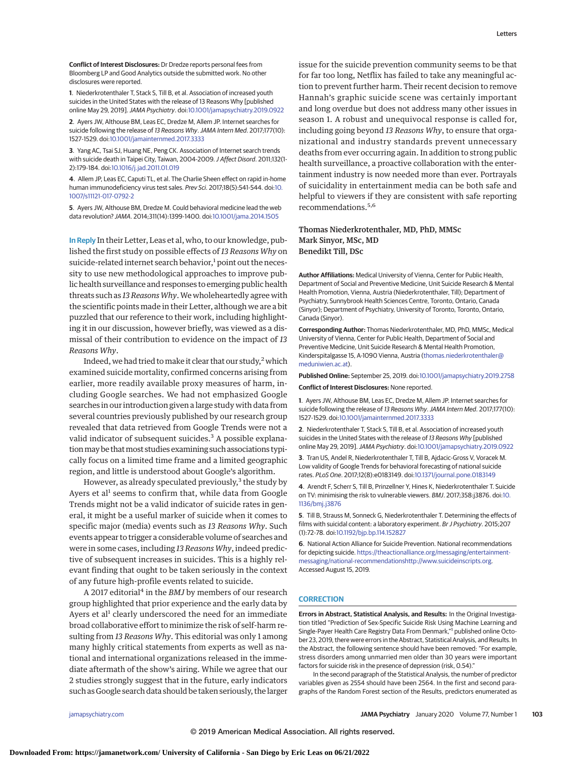**Conflict of Interest Disclosures:** Dr Dredze reports personal fees from Bloomberg LP and Good Analytics outside the submitted work. No other disclosures were reported.

1. Niederkrotenthaler T, Stack S, Till B, et al. Association of increased youth suicides in the United States with the release of 13 Reasons Why [published online May 29, 2019]. *JAMA Psychiatry*. doi:10.1001/jamapsychiatry.2019.0922

2. Ayers JW, Althouse BM, Leas EC, Dredze M, Allem JP. Internet searches for suicide following the release of *13 Reasons Why*. *JAMA Intern Med*. 2017;177(10):1527-1529. doi:10.1001/jamainternmed.2017.3333

3. Yang AC, Tsai SJ, Huang NE, Peng CK. Association of Internet search trends with suicide death in Taipei City, Taiwan, 2004-2009. *J Affect Disord*. 2011;132(1-2):179-184. doi:10.1016/j.jad.2011.01.019

4. Allem JP, Leas EC, Caputi TL, et al. The Charlie Sheen effect on rapid in-home human immunodeficiency virus test sales. *Prev Sci*. 2017;18(5):541-544. doi:10.1007/s11121-017-0792-2

5. Ayers JW, Althouse BM, Dredze M. Could behavioral medicine lead the web data revolution? *JAMA*. 2014;311(14):1399-1400. doi:10.1001/jama.2014.1505

**In Reply** In their Letter, Leas et al, who, to our knowledge, published the first study on possible effects of *13 Reasons Why* on suicide-related internet search behavior,[1] point out the necessity to use new methodological approaches to improve public health surveillance and responses to emerging public health threats such as *13 Reasons Why*. We wholeheartedly agree with the scientific points made in their Letter, although we are a bit puzzled that our reference to their work, including highlighting it in our discussion, however briefly, was viewed as a dismissal of their contribution to evidence on the impact of *13 Reasons Why*.

Indeed, we had tried to make it clear that our study,[2] which examined suicide mortality, confirmed concerns arising from earlier, more readily available proxy measures of harm, including Google searches. We had not emphasized Google searches in our introduction given a large study with data from several countries previously published by our research group revealed that data retrieved from Google Trends were not a valid indicator of subsequent suicides.[3] A possible explanation may be that most studies examining such associations typically focus on a limited time frame and a limited geographic region, and little is understood about Google's algorithm.

However, as already speculated previously,[3] the study by Ayers et al[1] seems to confirm that, while data from Google Trends might not be a valid indicator of suicide rates in general, it might be a useful marker of suicide when it comes to specific major (media) events such as *13 Reasons Why*. Such events appear to trigger a considerable volume of searches and were in some cases, including *13 Reasons Why*, indeed predictive of subsequent increases in suicides. This is a highly relevant finding that ought to be taken seriously in the context of any future high-profile events related to suicide.

A 2017 editorial[4] in the *BMJ* by members of our research group highlighted that prior experience and the early data by Ayers et al[1] clearly underscored the need for an immediate broad collaborative effort to minimize the risk of self-harm resulting from *13 Reasons Why*. This editorial was only 1 among many highly critical statements from experts as well as national and international organizations released in the immediate aftermath of the show's airing. While we agree that our 2 studies strongly suggest that in the future, early indicators such as Google search data should be taken seriously, the larger issue for the suicide prevention community seems to be that for far too long, Netflix has failed to take any meaningful action to prevent further harm. Their recent decision to remove Hannah's graphic suicide scene was certainly important and long overdue but does not address many other issues in season 1. A robust and unequivocal response is called for, including going beyond *13 Reasons Why*, to ensure that organizational and industry standards prevent unnecessary deaths from ever occurring again. In addition to strong public health surveillance, a proactive collaboration with the entertainment industry is now needed more than ever. Portrayals of suicidality in entertainment media can be both safe and helpful to viewers if they are consistent with safe reporting recommendations.[5,6]

**Thomas Niederkrotenthaler, MD, PhD, MMSc**
**Mark Sinyor, MSc, MD**
**Benedikt Till, DSc**

**Author Affiliations:** Medical University of Vienna, Center for Public Health, Department of Social and Preventive Medicine, Unit Suicide Research & Mental Health Promotion, Vienna, Austria (Niederkrotenthaler, Till); Department of Psychiatry, Sunnybrook Health Sciences Centre, Toronto, Ontario, Canada (Sinyor); Department of Psychiatry, University of Toronto, Toronto, Ontario, Canada (Sinyor).

**Corresponding Author:** Thomas Niederkrotenthaler, MD, PhD, MMSc, Medical University of Vienna, Center for Public Health, Department of Social and Preventive Medicine, Unit Suicide Research & Mental Health Promotion, Kinderspitalgasse 15, A-1090 Vienna, Austria (thomas.niederkrotenthaler@meduniwien.ac.at).

**Published Online:** September 25, 2019. doi:10.1001/jamapsychiatry.2019.2758

**Conflict of Interest Disclosures:** None reported.

1. Ayers JW, Althouse BM, Leas EC, Dredze M, Allem JP. Internet searches for suicide following the release of *13 Reasons Why*. *JAMA Intern Med*. 2017;177(10):1527-1529. doi:10.1001/jamainternmed.2017.3333

2. Niederkrotenthaler T, Stack S, Till B, et al. Association of increased youth suicides in the United States with the release of *13 Reasons Why* [published online May 29, 2019]. *JAMA Psychiatry*. doi:10.1001/jamapsychiatry.2019.0922

3. Tran US, Andel R, Niederkrotenthaler T, Till B, Ajdacic-Gross V, Voracek M. Low validity of Google Trends for behavioral forecasting of national suicide rates. *PLoS One*. 2017;12(8):e0183149. doi:10.1371/journal.pone.0183149

4. Arendt F, Scherr S, Till B, Prinzellner Y, Hines K, Niederkrotenthaler T. Suicide on TV: minimising the risk to vulnerable viewers. *BMJ*. 2017;358:j3876. doi:10.1136/bmj.j3876

5. Till B, Strauss M, Sonneck G, Niederkrotenthaler T. Determining the effects of films with suicidal content: a laboratory experiment. *Br J Psychiatry*. 2015;207(1):72-78. doi:10.1192/bjp.bp.114.152827

6. National Action Alliance for Suicide Prevention. National recommendations for depicting suicide. https://theactionalliance.org/messaging/entertainment-messaging/national-recommendationshttp://www.suicideinscripts.org. Accessed August 15, 2019.

## CORRECTION

**Errors in Abstract, Statistical Analysis, and Results:** In the Original Investigation titled "Prediction of Sex-Specific Suicide Risk Using Machine Learning and Single-Payer Health Care Registry Data From Denmark,"[1] published online October 23, 2019, there were errors in the Abstract, Statistical Analysis, and Results. In the Abstract, the following sentence should have been removed: "For example, stress disorders among unmarried men older than 30 years were important factors for suicide risk in the presence of depression (risk, 0.54)."

In the second paragraph of the Statistical Analysis, the number of predictor variables given as 2554 should have been 2564. In the first and second paragraphs of the Random Forest section of the Results, predictors enumerated as